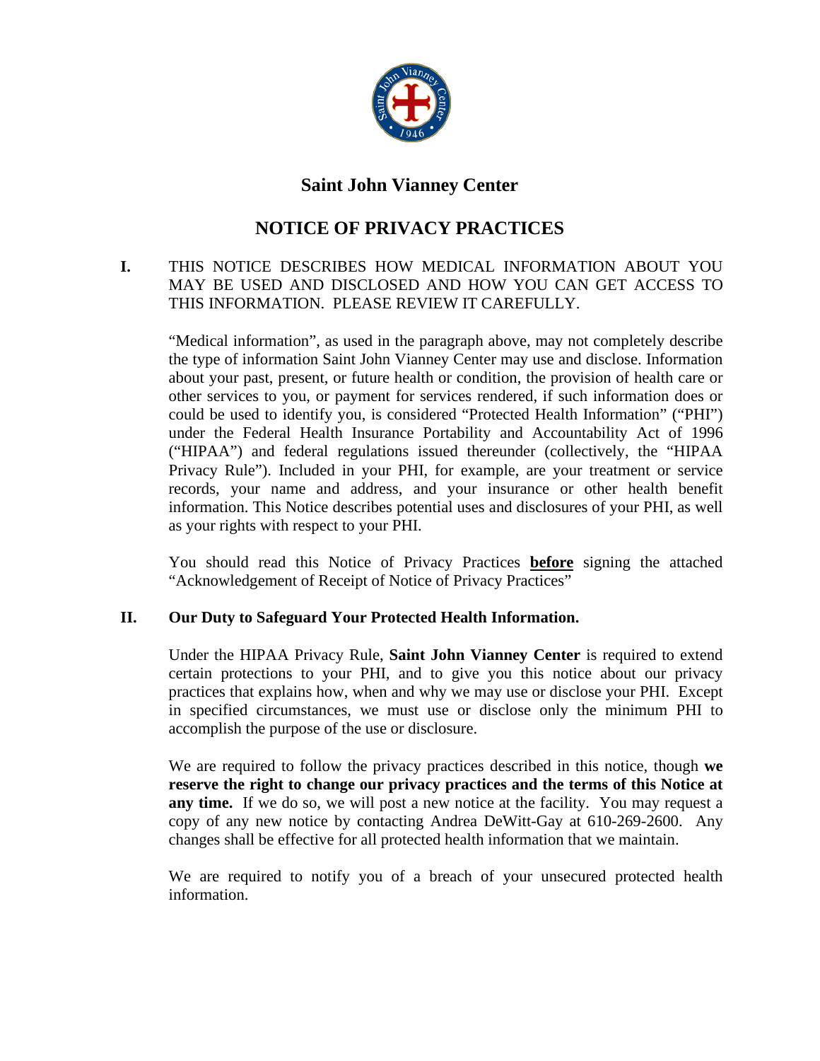# Saint John Vianney Center

## NOTICE OF PRIVACY PRACTICES

**I.** THIS NOTICE DESCRIBES HOW MEDICAL INFORMATION ABOUT YOU MAY BE USED AND DISCLOSED AND HOW YOU CAN GET ACCESS TO THIS INFORMATION. PLEASE REVIEW IT CAREFULLY.

"Medical information", as used in the paragraph above, may not completely describe the type of information Saint John Vianney Center may use and disclose. Information about your past, present, or future health or condition, the provision of health care or other services to you, or payment for services rendered, if such information does or could be used to identify you, is considered "Protected Health Information" ("PHI") under the Federal Health Insurance Portability and Accountability Act of 1996 ("HIPAA") and federal regulations issued thereunder (collectively, the "HIPAA Privacy Rule"). Included in your PHI, for example, are your treatment or service records, your name and address, and your insurance or other health benefit information. This Notice describes potential uses and disclosures of your PHI, as well as your rights with respect to your PHI.

You should read this Notice of Privacy Practices **before** signing the attached "Acknowledgement of Receipt of Notice of Privacy Practices"

### II. Our Duty to Safeguard Your Protected Health Information.

Under the HIPAA Privacy Rule, **Saint John Vianney Center** is required to extend certain protections to your PHI, and to give you this notice about our privacy practices that explains how, when and why we may use or disclose your PHI. Except in specified circumstances, we must use or disclose only the minimum PHI to accomplish the purpose of the use or disclosure.

We are required to follow the privacy practices described in this notice, though **we reserve the right to change our privacy practices and the terms of this Notice at any time.** If we do so, we will post a new notice at the facility. You may request a copy of any new notice by contacting Andrea DeWitt-Gay at 610-269-2600. Any changes shall be effective for all protected health information that we maintain.

We are required to notify you of a breach of your unsecured protected health information.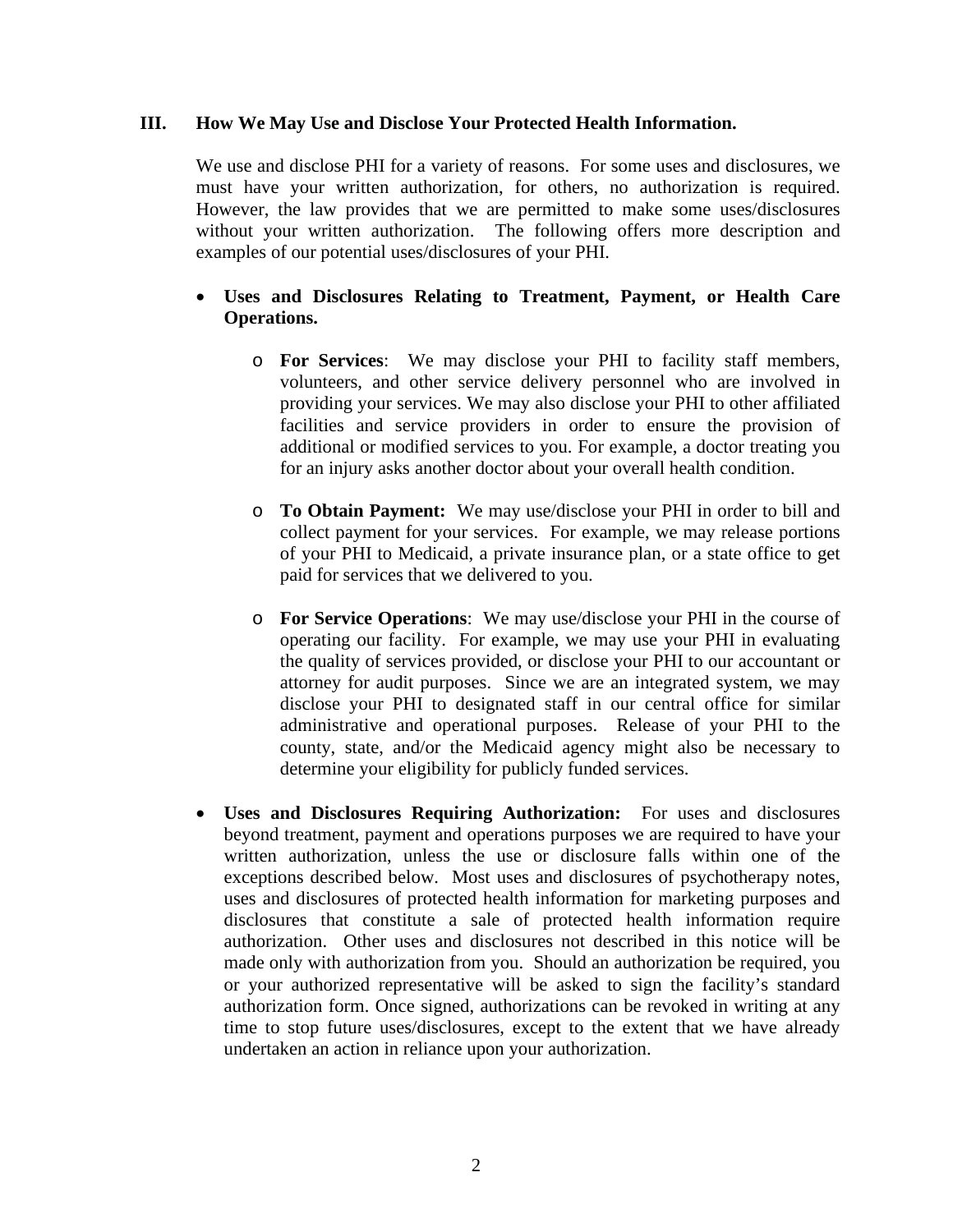## III. How We May Use and Disclose Your Protected Health Information.

We use and disclose PHI for a variety of reasons. For some uses and disclosures, we must have your written authorization, for others, no authorization is required. However, the law provides that we are permitted to make some uses/disclosures without your written authorization. The following offers more description and examples of our potential uses/disclosures of your PHI.

- **Uses and Disclosures Relating to Treatment, Payment, or Health Care Operations.**

  - **For Services**: We may disclose your PHI to facility staff members, volunteers, and other service delivery personnel who are involved in providing your services. We may also disclose your PHI to other affiliated facilities and service providers in order to ensure the provision of additional or modified services to you. For example, a doctor treating you for an injury asks another doctor about your overall health condition.

  - **To Obtain Payment:** We may use/disclose your PHI in order to bill and collect payment for your services. For example, we may release portions of your PHI to Medicaid, a private insurance plan, or a state office to get paid for services that we delivered to you.

  - **For Service Operations**: We may use/disclose your PHI in the course of operating our facility. For example, we may use your PHI in evaluating the quality of services provided, or disclose your PHI to our accountant or attorney for audit purposes. Since we are an integrated system, we may disclose your PHI to designated staff in our central office for similar administrative and operational purposes. Release of your PHI to the county, state, and/or the Medicaid agency might also be necessary to determine your eligibility for publicly funded services.

- **Uses and Disclosures Requiring Authorization:** For uses and disclosures beyond treatment, payment and operations purposes we are required to have your written authorization, unless the use or disclosure falls within one of the exceptions described below. Most uses and disclosures of psychotherapy notes, uses and disclosures of protected health information for marketing purposes and disclosures that constitute a sale of protected health information require authorization. Other uses and disclosures not described in this notice will be made only with authorization from you. Should an authorization be required, you or your authorized representative will be asked to sign the facility's standard authorization form. Once signed, authorizations can be revoked in writing at any time to stop future uses/disclosures, except to the extent that we have already undertaken an action in reliance upon your authorization.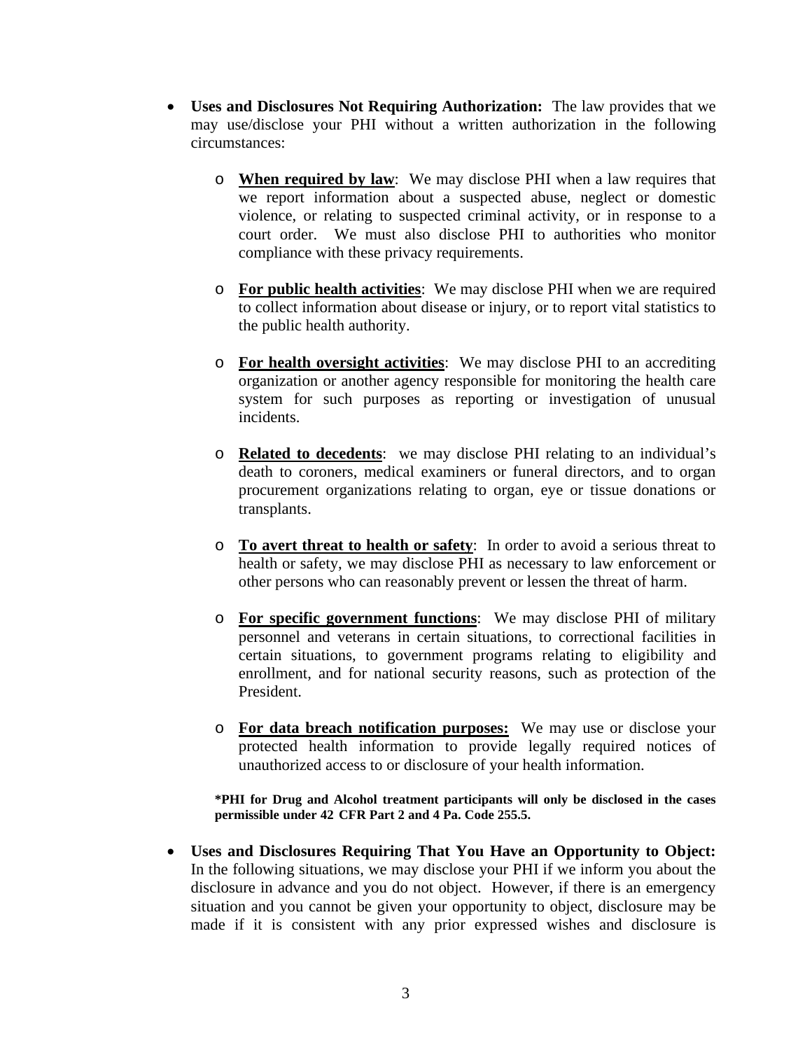- **Uses and Disclosures Not Requiring Authorization:** The law provides that we may use/disclose your PHI without a written authorization in the following circumstances:

  - **When required by law**: We may disclose PHI when a law requires that we report information about a suspected abuse, neglect or domestic violence, or relating to suspected criminal activity, or in response to a court order. We must also disclose PHI to authorities who monitor compliance with these privacy requirements.

  - **For public health activities**: We may disclose PHI when we are required to collect information about disease or injury, or to report vital statistics to the public health authority.

  - **For health oversight activities**: We may disclose PHI to an accrediting organization or another agency responsible for monitoring the health care system for such purposes as reporting or investigation of unusual incidents.

  - **Related to decedents**: we may disclose PHI relating to an individual's death to coroners, medical examiners or funeral directors, and to organ procurement organizations relating to organ, eye or tissue donations or transplants.

  - **To avert threat to health or safety**: In order to avoid a serious threat to health or safety, we may disclose PHI as necessary to law enforcement or other persons who can reasonably prevent or lessen the threat of harm.

  - **For specific government functions**: We may disclose PHI of military personnel and veterans in certain situations, to correctional facilities in certain situations, to government programs relating to eligibility and enrollment, and for national security reasons, such as protection of the President.

  - **For data breach notification purposes:** We may use or disclose your protected health information to provide legally required notices of unauthorized access to or disclosure of your health information.

  ***PHI for Drug and Alcohol treatment participants will only be disclosed in the cases permissible under 42 CFR Part 2 and 4 Pa. Code 255.5.**

- **Uses and Disclosures Requiring That You Have an Opportunity to Object:** In the following situations, we may disclose your PHI if we inform you about the disclosure in advance and you do not object. However, if there is an emergency situation and you cannot be given your opportunity to object, disclosure may be made if it is consistent with any prior expressed wishes and disclosure is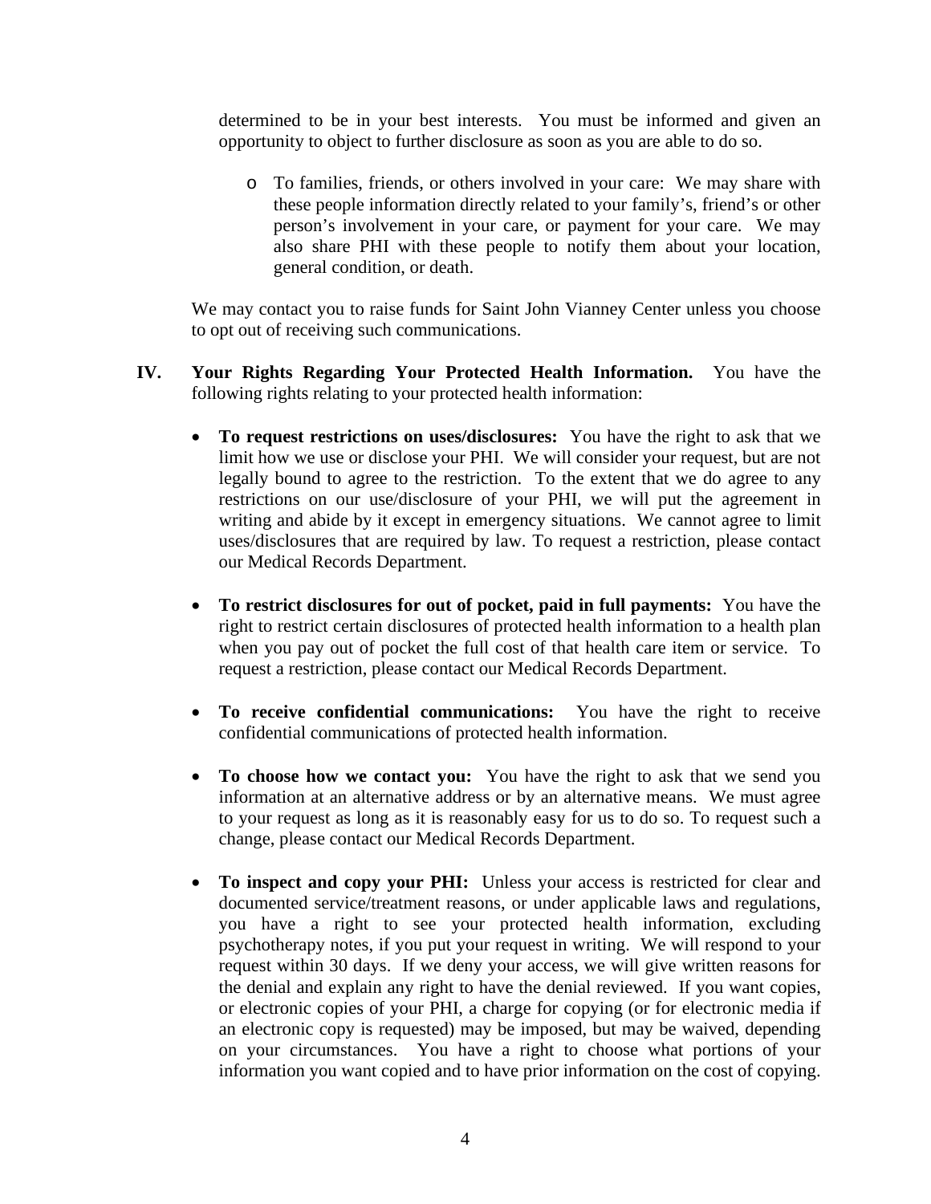determined to be in your best interests. You must be informed and given an opportunity to object to further disclosure as soon as you are able to do so.

  - To families, friends, or others involved in your care: We may share with these people information directly related to your family's, friend's or other person's involvement in your care, or payment for your care. We may also share PHI with these people to notify them about your location, general condition, or death.

We may contact you to raise funds for Saint John Vianney Center unless you choose to opt out of receiving such communications.

**IV. Your Rights Regarding Your Protected Health Information.** You have the following rights relating to your protected health information:

- **To request restrictions on uses/disclosures:** You have the right to ask that we limit how we use or disclose your PHI. We will consider your request, but are not legally bound to agree to the restriction. To the extent that we do agree to any restrictions on our use/disclosure of your PHI, we will put the agreement in writing and abide by it except in emergency situations. We cannot agree to limit uses/disclosures that are required by law. To request a restriction, please contact our Medical Records Department.

- **To restrict disclosures for out of pocket, paid in full payments:** You have the right to restrict certain disclosures of protected health information to a health plan when you pay out of pocket the full cost of that health care item or service. To request a restriction, please contact our Medical Records Department.

- **To receive confidential communications:** You have the right to receive confidential communications of protected health information.

- **To choose how we contact you:** You have the right to ask that we send you information at an alternative address or by an alternative means. We must agree to your request as long as it is reasonably easy for us to do so. To request such a change, please contact our Medical Records Department.

- **To inspect and copy your PHI:** Unless your access is restricted for clear and documented service/treatment reasons, or under applicable laws and regulations, you have a right to see your protected health information, excluding psychotherapy notes, if you put your request in writing. We will respond to your request within 30 days. If we deny your access, we will give written reasons for the denial and explain any right to have the denial reviewed. If you want copies, or electronic copies of your PHI, a charge for copying (or for electronic media if an electronic copy is requested) may be imposed, but may be waived, depending on your circumstances. You have a right to choose what portions of your information you want copied and to have prior information on the cost of copying.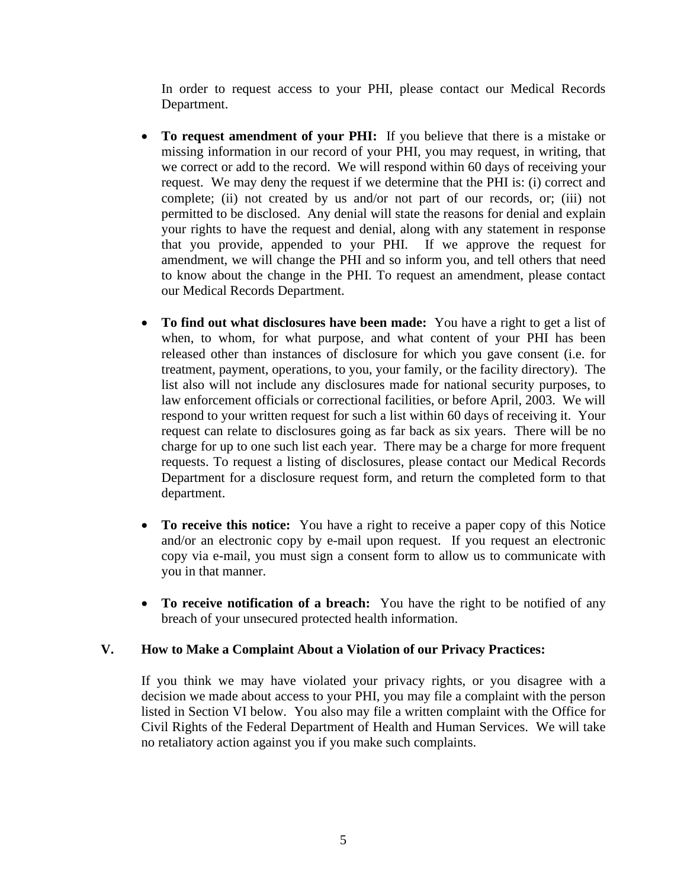In order to request access to your PHI, please contact our Medical Records Department.

- **To request amendment of your PHI:** If you believe that there is a mistake or missing information in our record of your PHI, you may request, in writing, that we correct or add to the record. We will respond within 60 days of receiving your request. We may deny the request if we determine that the PHI is: (i) correct and complete; (ii) not created by us and/or not part of our records, or; (iii) not permitted to be disclosed. Any denial will state the reasons for denial and explain your rights to have the request and denial, along with any statement in response that you provide, appended to your PHI. If we approve the request for amendment, we will change the PHI and so inform you, and tell others that need to know about the change in the PHI. To request an amendment, please contact our Medical Records Department.

- **To find out what disclosures have been made:** You have a right to get a list of when, to whom, for what purpose, and what content of your PHI has been released other than instances of disclosure for which you gave consent (i.e. for treatment, payment, operations, to you, your family, or the facility directory). The list also will not include any disclosures made for national security purposes, to law enforcement officials or correctional facilities, or before April, 2003. We will respond to your written request for such a list within 60 days of receiving it. Your request can relate to disclosures going as far back as six years. There will be no charge for up to one such list each year. There may be a charge for more frequent requests. To request a listing of disclosures, please contact our Medical Records Department for a disclosure request form, and return the completed form to that department.

- **To receive this notice:** You have a right to receive a paper copy of this Notice and/or an electronic copy by e-mail upon request. If you request an electronic copy via e-mail, you must sign a consent form to allow us to communicate with you in that manner.

- **To receive notification of a breach:** You have the right to be notified of any breach of your unsecured protected health information.

## V. How to Make a Complaint About a Violation of our Privacy Practices:

If you think we may have violated your privacy rights, or you disagree with a decision we made about access to your PHI, you may file a complaint with the person listed in Section VI below. You also may file a written complaint with the Office for Civil Rights of the Federal Department of Health and Human Services. We will take no retaliatory action against you if you make such complaints.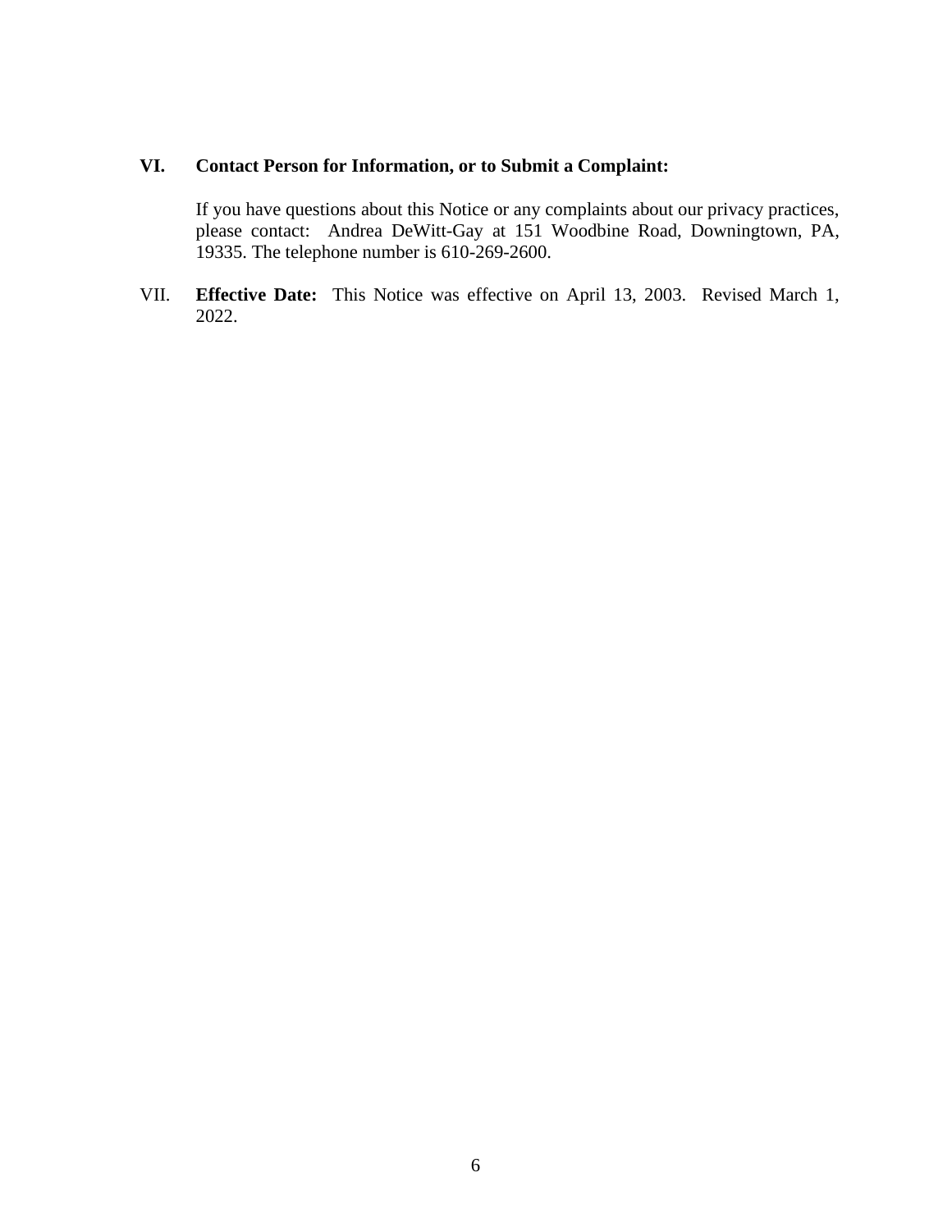**VI. Contact Person for Information, or to Submit a Complaint:**

If you have questions about this Notice or any complaints about our privacy practices, please contact: Andrea DeWitt-Gay at 151 Woodbine Road, Downingtown, PA, 19335. The telephone number is 610-269-2600.

VII. **Effective Date:** This Notice was effective on April 13, 2003. Revised March 1, 2022.